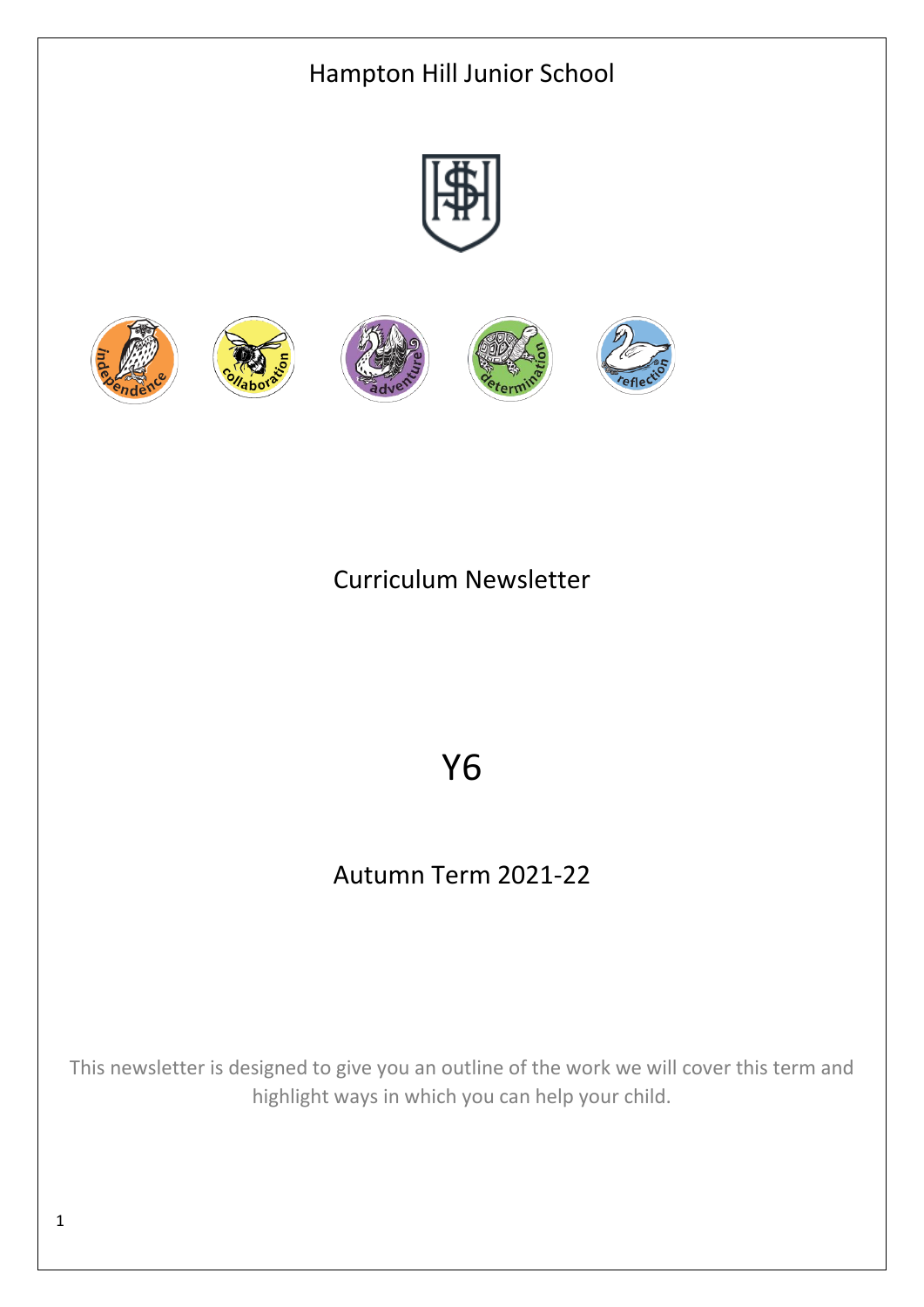# Hampton Hill Junior School

# Curriculum Newsletter

# Y6

## Autumn Term 2021-22

This newsletter is designed to give you an outline of the work we will cover this term and highlight ways in which you can help your child.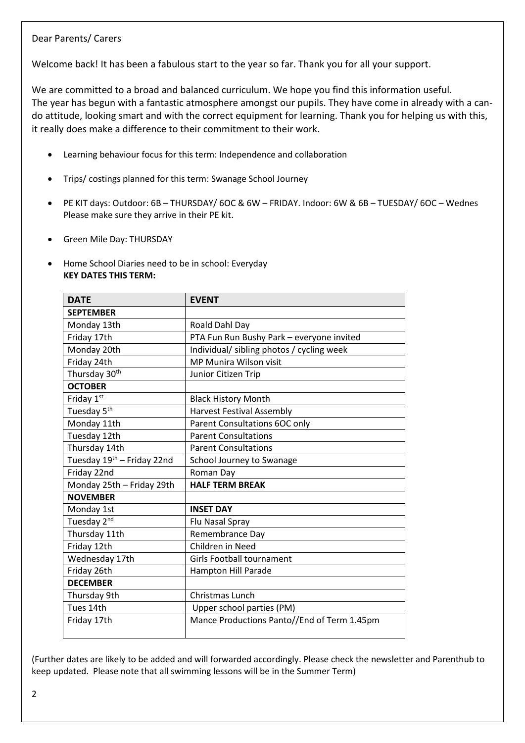Dear Parents/ Carers

Welcome back! It has been a fabulous start to the year so far. Thank you for all your support.

We are committed to a broad and balanced curriculum. We hope you find this information useful. The year has begun with a fantastic atmosphere amongst our pupils. They have come in already with a can-do attitude, looking smart and with the correct equipment for learning. Thank you for helping us with this, it really does make a difference to their commitment to their work.

- Learning behaviour focus for this term: Independence and collaboration
- Trips/ costings planned for this term: Swanage School Journey
- PE KIT days: Outdoor: 6B – THURSDAY/ 6OC & 6W – FRIDAY. Indoor: 6W & 6B – TUESDAY/ 6OC – Wednes Please make sure they arrive in their PE kit.
- Green Mile Day: THURSDAY
- Home School Diaries need to be in school: Everyday

**KEY DATES THIS TERM:**

| DATE | EVENT |
|---|---|
| **SEPTEMBER** | |
| Monday 13th | Roald Dahl Day |
| Friday 17th | PTA Fun Run Bushy Park – everyone invited |
| Monday 20th | Individual/ sibling photos / cycling week |
| Friday 24th | MP Munira Wilson visit |
| Thursday 30th | Junior Citizen Trip |
| **OCTOBER** | |
| Friday 1st | Black History Month |
| Tuesday 5th | Harvest Festival Assembly |
| Monday 11th | Parent Consultations 6OC only |
| Tuesday 12th | Parent Consultations |
| Thursday 14th | Parent Consultations |
| Tuesday 19th – Friday 22nd | School Journey to Swanage |
| Friday 22nd | Roman Day |
| Monday 25th – Friday 29th | **HALF TERM BREAK** |
| **NOVEMBER** | |
| Monday 1st | **INSET DAY** |
| Tuesday 2nd | Flu Nasal Spray |
| Thursday 11th | Remembrance Day |
| Friday 12th | Children in Need |
| Wednesday 17th | Girls Football tournament |
| Friday 26th | Hampton Hill Parade |
| **DECEMBER** | |
| Thursday 9th | Christmas Lunch |
| Tues 14th | Upper school parties (PM) |
| Friday 17th | Mance Productions Panto//End of Term 1.45pm |

(Further dates are likely to be added and will forwarded accordingly. Please check the newsletter and Parenthub to keep updated. Please note that all swimming lessons will be in the Summer Term)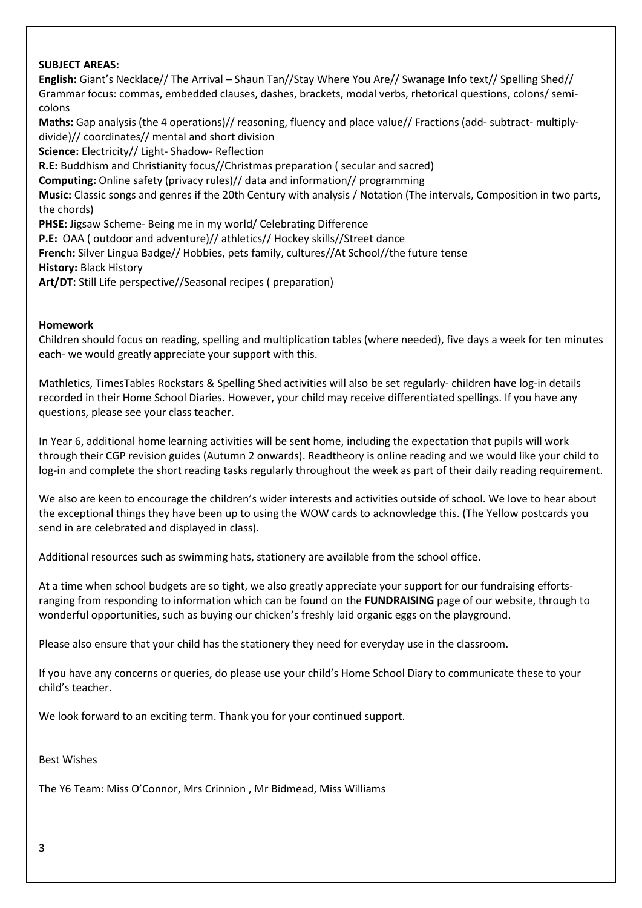**SUBJECT AREAS:**

**English:** Giant's Necklace// The Arrival – Shaun Tan//Stay Where You Are// Swanage Info text// Spelling Shed// Grammar focus: commas, embedded clauses, dashes, brackets, modal verbs, rhetorical questions, colons/ semi-colons

**Maths:** Gap analysis (the 4 operations)// reasoning, fluency and place value// Fractions (add- subtract- multiply- divide)// coordinates// mental and short division

**Science:** Electricity// Light- Shadow- Reflection

**R.E:** Buddhism and Christianity focus//Christmas preparation ( secular and sacred)

**Computing:** Online safety (privacy rules)// data and information// programming

**Music:** Classic songs and genres if the 20th Century with analysis / Notation (The intervals, Composition in two parts, the chords)

**PHSE:** Jigsaw Scheme- Being me in my world/ Celebrating Difference

**P.E:** OAA ( outdoor and adventure)// athletics// Hockey skills//Street dance

**French:** Silver Lingua Badge// Hobbies, pets family, cultures//At School//the future tense

**History:** Black History

**Art/DT:** Still Life perspective//Seasonal recipes ( preparation)

**Homework**

Children should focus on reading, spelling and multiplication tables (where needed), five days a week for ten minutes each- we would greatly appreciate your support with this.

Mathletics, TimesTables Rockstars & Spelling Shed activities will also be set regularly- children have log-in details recorded in their Home School Diaries. However, your child may receive differentiated spellings. If you have any questions, please see your class teacher.

In Year 6, additional home learning activities will be sent home, including the expectation that pupils will work through their CGP revision guides (Autumn 2 onwards). Readtheory is online reading and we would like your child to log-in and complete the short reading tasks regularly throughout the week as part of their daily reading requirement.

We also are keen to encourage the children's wider interests and activities outside of school. We love to hear about the exceptional things they have been up to using the WOW cards to acknowledge this. (The Yellow postcards you send in are celebrated and displayed in class).

Additional resources such as swimming hats, stationery are available from the school office.

At a time when school budgets are so tight, we also greatly appreciate your support for our fundraising efforts- ranging from responding to information which can be found on the **FUNDRAISING** page of our website, through to wonderful opportunities, such as buying our chicken's freshly laid organic eggs on the playground.

Please also ensure that your child has the stationery they need for everyday use in the classroom.

If you have any concerns or queries, do please use your child's Home School Diary to communicate these to your child's teacher.

We look forward to an exciting term. Thank you for your continued support.

Best Wishes

The Y6 Team: Miss O'Connor, Mrs Crinnion , Mr Bidmead, Miss Williams